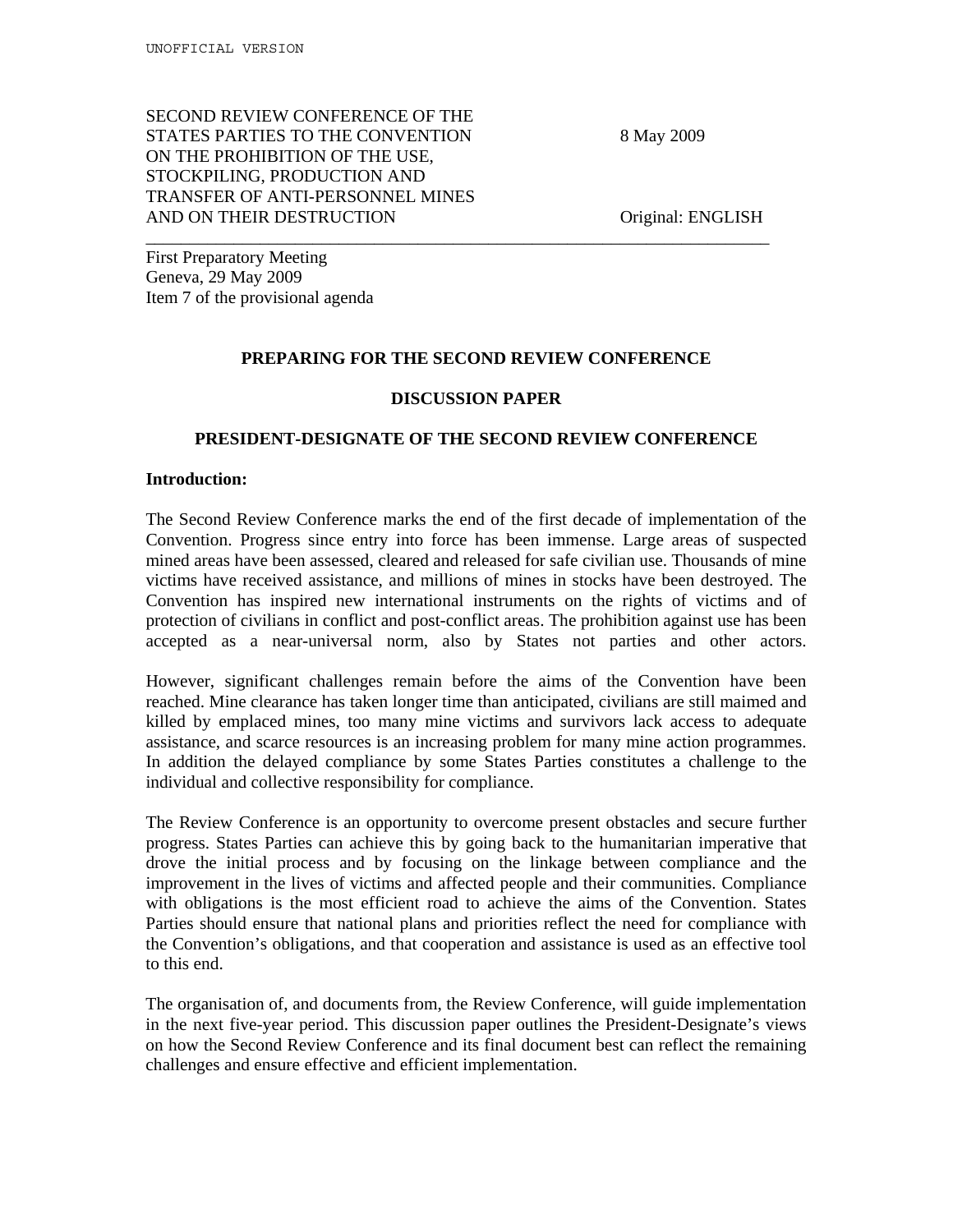UNOFFICIAL VERSION

SECOND REVIEW CONFERENCE OF THE STATES PARTIES TO THE CONVENTION ON THE PROHIBITION OF THE USE, STOCKPILING, PRODUCTION AND TRANSFER OF ANTI-PERSONNEL MINES AND ON THEIR DESTRUCTION

8 May 2009

Original: ENGLISH

First Preparatory Meeting
Geneva, 29 May 2009
Item 7 of the provisional agenda

# PREPARING FOR THE SECOND REVIEW CONFERENCE

## DISCUSSION PAPER

## PRESIDENT-DESIGNATE OF THE SECOND REVIEW CONFERENCE

**Introduction:**

The Second Review Conference marks the end of the first decade of implementation of the Convention. Progress since entry into force has been immense. Large areas of suspected mined areas have been assessed, cleared and released for safe civilian use. Thousands of mine victims have received assistance, and millions of mines in stocks have been destroyed. The Convention has inspired new international instruments on the rights of victims and of protection of civilians in conflict and post-conflict areas. The prohibition against use has been accepted as a near-universal norm, also by States not parties and other actors.

However, significant challenges remain before the aims of the Convention have been reached. Mine clearance has taken longer time than anticipated, civilians are still maimed and killed by emplaced mines, too many mine victims and survivors lack access to adequate assistance, and scarce resources is an increasing problem for many mine action programmes. In addition the delayed compliance by some States Parties constitutes a challenge to the individual and collective responsibility for compliance.

The Review Conference is an opportunity to overcome present obstacles and secure further progress. States Parties can achieve this by going back to the humanitarian imperative that drove the initial process and by focusing on the linkage between compliance and the improvement in the lives of victims and affected people and their communities. Compliance with obligations is the most efficient road to achieve the aims of the Convention. States Parties should ensure that national plans and priorities reflect the need for compliance with the Convention's obligations, and that cooperation and assistance is used as an effective tool to this end.

The organisation of, and documents from, the Review Conference, will guide implementation in the next five-year period. This discussion paper outlines the President-Designate's views on how the Second Review Conference and its final document best can reflect the remaining challenges and ensure effective and efficient implementation.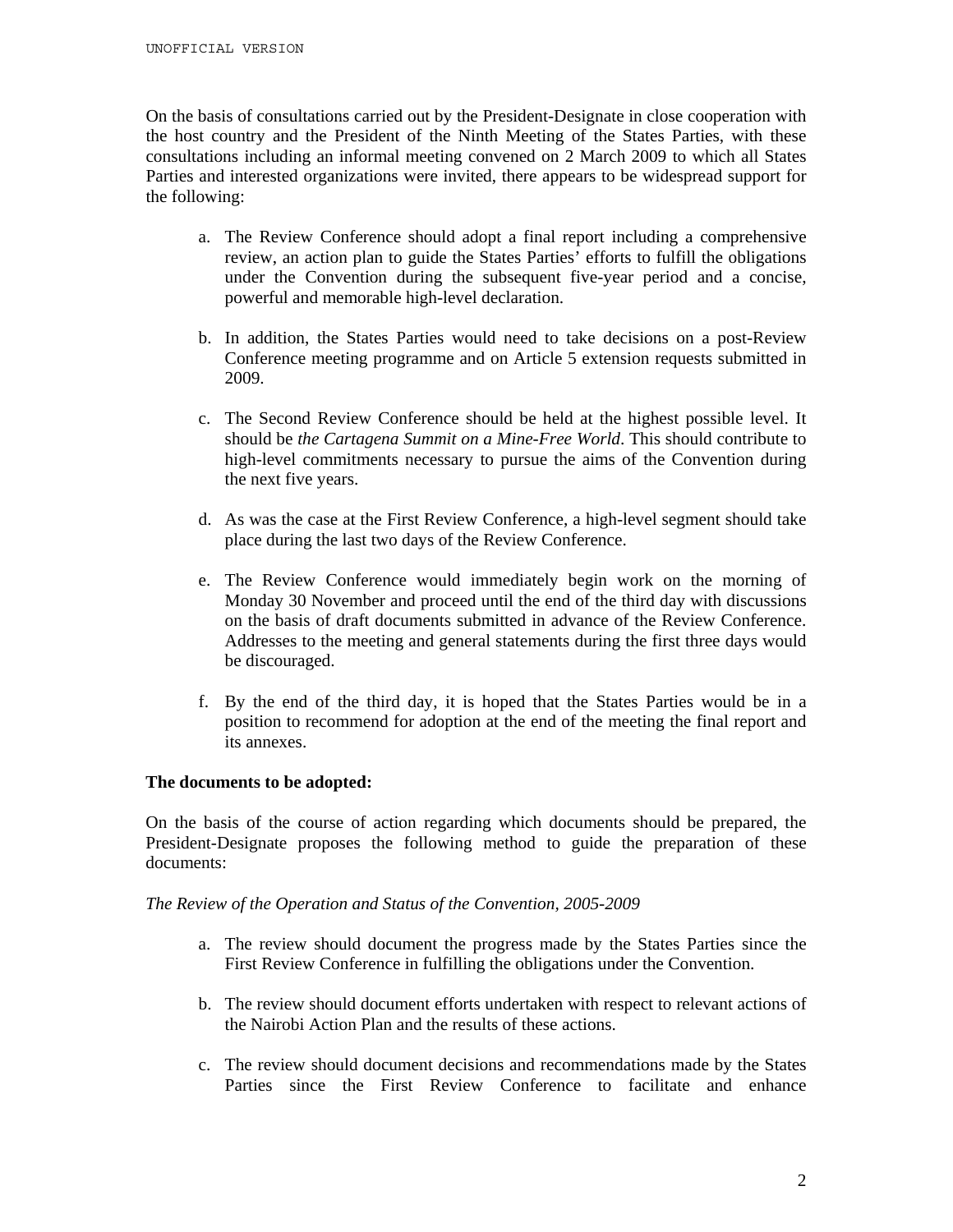On the basis of consultations carried out by the President-Designate in close cooperation with the host country and the President of the Ninth Meeting of the States Parties, with these consultations including an informal meeting convened on 2 March 2009 to which all States Parties and interested organizations were invited, there appears to be widespread support for the following:

a. The Review Conference should adopt a final report including a comprehensive review, an action plan to guide the States Parties' efforts to fulfill the obligations under the Convention during the subsequent five-year period and a concise, powerful and memorable high-level declaration.

b. In addition, the States Parties would need to take decisions on a post-Review Conference meeting programme and on Article 5 extension requests submitted in 2009.

c. The Second Review Conference should be held at the highest possible level. It should be *the Cartagena Summit on a Mine-Free World*. This should contribute to high-level commitments necessary to pursue the aims of the Convention during the next five years.

d. As was the case at the First Review Conference, a high-level segment should take place during the last two days of the Review Conference.

e. The Review Conference would immediately begin work on the morning of Monday 30 November and proceed until the end of the third day with discussions on the basis of draft documents submitted in advance of the Review Conference. Addresses to the meeting and general statements during the first three days would be discouraged.

f. By the end of the third day, it is hoped that the States Parties would be in a position to recommend for adoption at the end of the meeting the final report and its annexes.

**The documents to be adopted:**

On the basis of the course of action regarding which documents should be prepared, the President-Designate proposes the following method to guide the preparation of these documents:

*The Review of the Operation and Status of the Convention, 2005-2009*

a. The review should document the progress made by the States Parties since the First Review Conference in fulfilling the obligations under the Convention.

b. The review should document efforts undertaken with respect to relevant actions of the Nairobi Action Plan and the results of these actions.

c. The review should document decisions and recommendations made by the States Parties since the First Review Conference to facilitate and enhance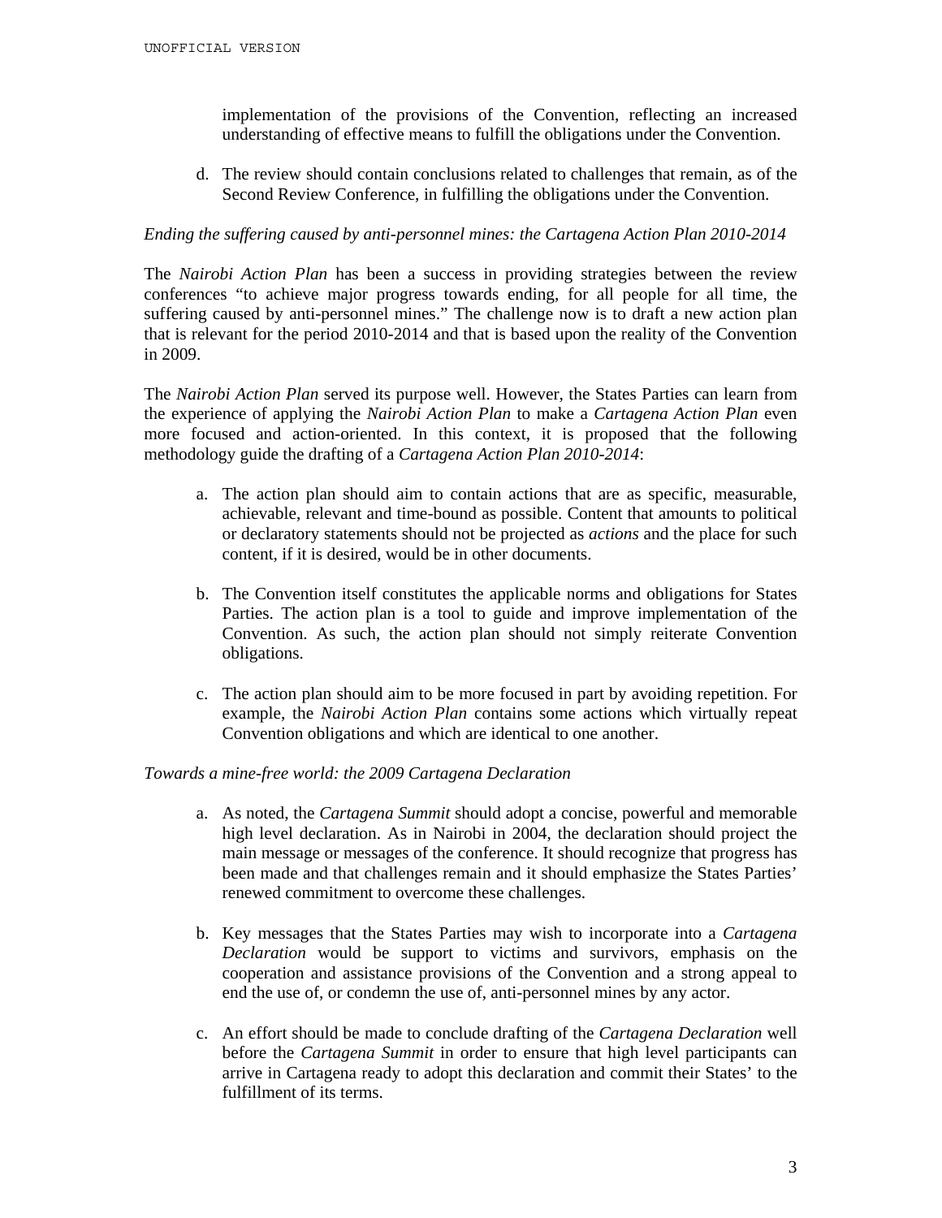implementation of the provisions of the Convention, reflecting an increased understanding of effective means to fulfill the obligations under the Convention.

d. The review should contain conclusions related to challenges that remain, as of the Second Review Conference, in fulfilling the obligations under the Convention.

*Ending the suffering caused by anti-personnel mines: the Cartagena Action Plan 2010-2014*

The *Nairobi Action Plan* has been a success in providing strategies between the review conferences "to achieve major progress towards ending, for all people for all time, the suffering caused by anti-personnel mines." The challenge now is to draft a new action plan that is relevant for the period 2010-2014 and that is based upon the reality of the Convention in 2009.

The *Nairobi Action Plan* served its purpose well. However, the States Parties can learn from the experience of applying the *Nairobi Action Plan* to make a *Cartagena Action Plan* even more focused and action-oriented. In this context, it is proposed that the following methodology guide the drafting of a *Cartagena Action Plan 2010-2014*:

a. The action plan should aim to contain actions that are as specific, measurable, achievable, relevant and time-bound as possible. Content that amounts to political or declaratory statements should not be projected as *actions* and the place for such content, if it is desired, would be in other documents.

b. The Convention itself constitutes the applicable norms and obligations for States Parties. The action plan is a tool to guide and improve implementation of the Convention. As such, the action plan should not simply reiterate Convention obligations.

c. The action plan should aim to be more focused in part by avoiding repetition. For example, the *Nairobi Action Plan* contains some actions which virtually repeat Convention obligations and which are identical to one another.

*Towards a mine-free world: the 2009 Cartagena Declaration*

a. As noted, the *Cartagena Summit* should adopt a concise, powerful and memorable high level declaration. As in Nairobi in 2004, the declaration should project the main message or messages of the conference. It should recognize that progress has been made and that challenges remain and it should emphasize the States Parties' renewed commitment to overcome these challenges.

b. Key messages that the States Parties may wish to incorporate into a *Cartagena Declaration* would be support to victims and survivors, emphasis on the cooperation and assistance provisions of the Convention and a strong appeal to end the use of, or condemn the use of, anti-personnel mines by any actor.

c. An effort should be made to conclude drafting of the *Cartagena Declaration* well before the *Cartagena Summit* in order to ensure that high level participants can arrive in Cartagena ready to adopt this declaration and commit their States' to the fulfillment of its terms.